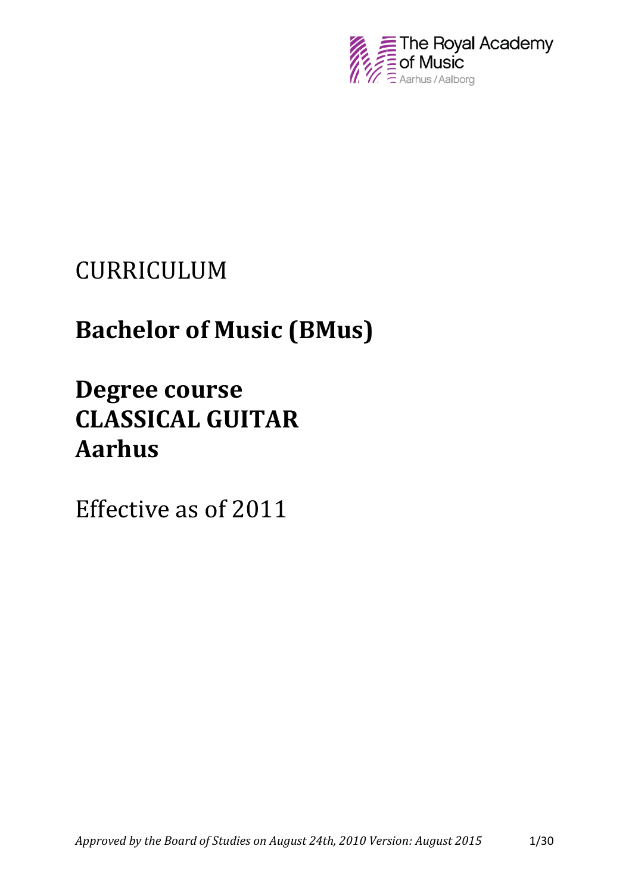The Royal Academy of Music
Aarhus / Aalborg

# CURRICULUM

# Bachelor of Music (BMus)

# Degree course CLASSICAL GUITAR Aarhus

Effective as of 2011

*Approved by the Board of Studies on August 24th, 2010 Version: August 2015*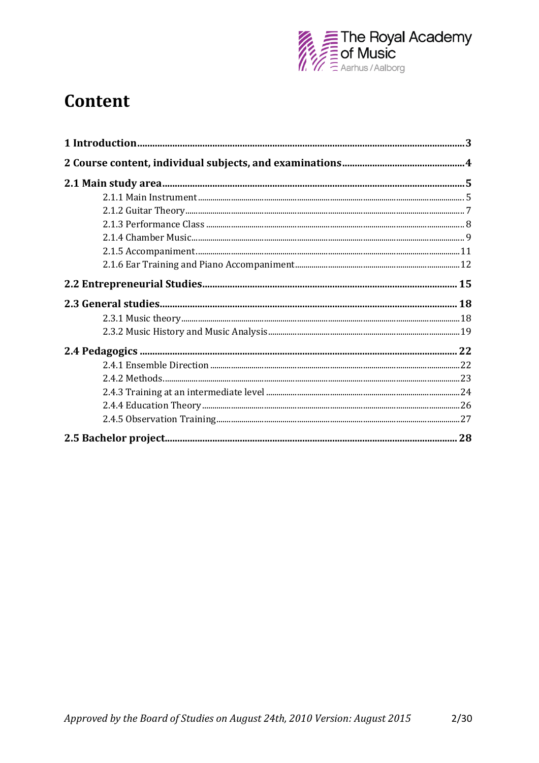# Content

| | |
|---|---|
| **1 Introduction** | **3** |
| **2 Course content, individual subjects, and examinations** | **4** |
| **2.1 Main study area** | **5** |
| 2.1.1 Main Instrument | 5 |
| 2.1.2 Guitar Theory | 7 |
| 2.1.3 Performance Class | 8 |
| 2.1.4 Chamber Music | 9 |
| 2.1.5 Accompaniment | 11 |
| 2.1.6 Ear Training and Piano Accompaniment | 12 |
| **2.2 Entrepreneurial Studies** | **15** |
| **2.3 General studies** | **18** |
| 2.3.1 Music theory | 18 |
| 2.3.2 Music History and Music Analysis | 19 |
| **2.4 Pedagogics** | **22** |
| 2.4.1 Ensemble Direction | 22 |
| 2.4.2 Methods | 23 |
| 2.4.3 Training at an intermediate level | 24 |
| 2.4.4 Education Theory | 26 |
| 2.4.5 Observation Training | 27 |
| **2.5 Bachelor project** | **28** |

*Approved by the Board of Studies on August 24th, 2010 Version: August 2015*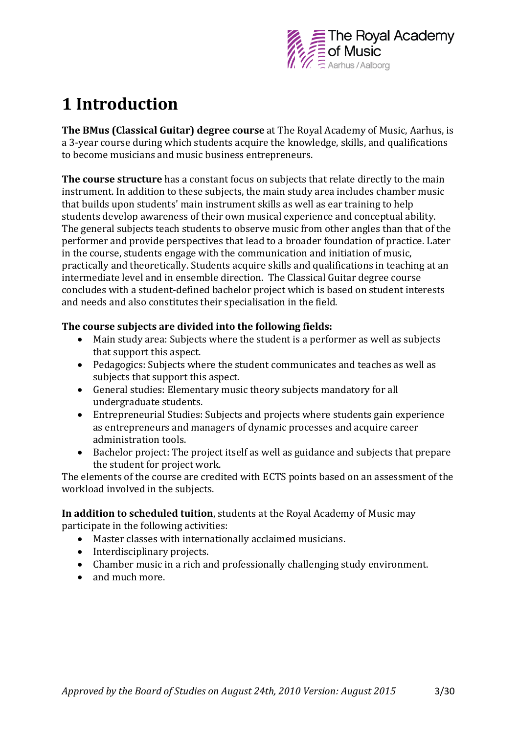# 1 Introduction

**The BMus (Classical Guitar) degree course** at The Royal Academy of Music, Aarhus, is a 3-year course during which students acquire the knowledge, skills, and qualifications to become musicians and music business entrepreneurs.

**The course structure** has a constant focus on subjects that relate directly to the main instrument. In addition to these subjects, the main study area includes chamber music that builds upon students' main instrument skills as well as ear training to help students develop awareness of their own musical experience and conceptual ability. The general subjects teach students to observe music from other angles than that of the performer and provide perspectives that lead to a broader foundation of practice. Later in the course, students engage with the communication and initiation of music, practically and theoretically. Students acquire skills and qualifications in teaching at an intermediate level and in ensemble direction. The Classical Guitar degree course concludes with a student-defined bachelor project which is based on student interests and needs and also constitutes their specialisation in the field.

**The course subjects are divided into the following fields:**

- Main study area: Subjects where the student is a performer as well as subjects that support this aspect.
- Pedagogics: Subjects where the student communicates and teaches as well as subjects that support this aspect.
- General studies: Elementary music theory subjects mandatory for all undergraduate students.
- Entrepreneurial Studies: Subjects and projects where students gain experience as entrepreneurs and managers of dynamic processes and acquire career administration tools.
- Bachelor project: The project itself as well as guidance and subjects that prepare the student for project work.

The elements of the course are credited with ECTS points based on an assessment of the workload involved in the subjects.

**In addition to scheduled tuition**, students at the Royal Academy of Music may participate in the following activities:

- Master classes with internationally acclaimed musicians.
- Interdisciplinary projects.
- Chamber music in a rich and professionally challenging study environment.
- and much more.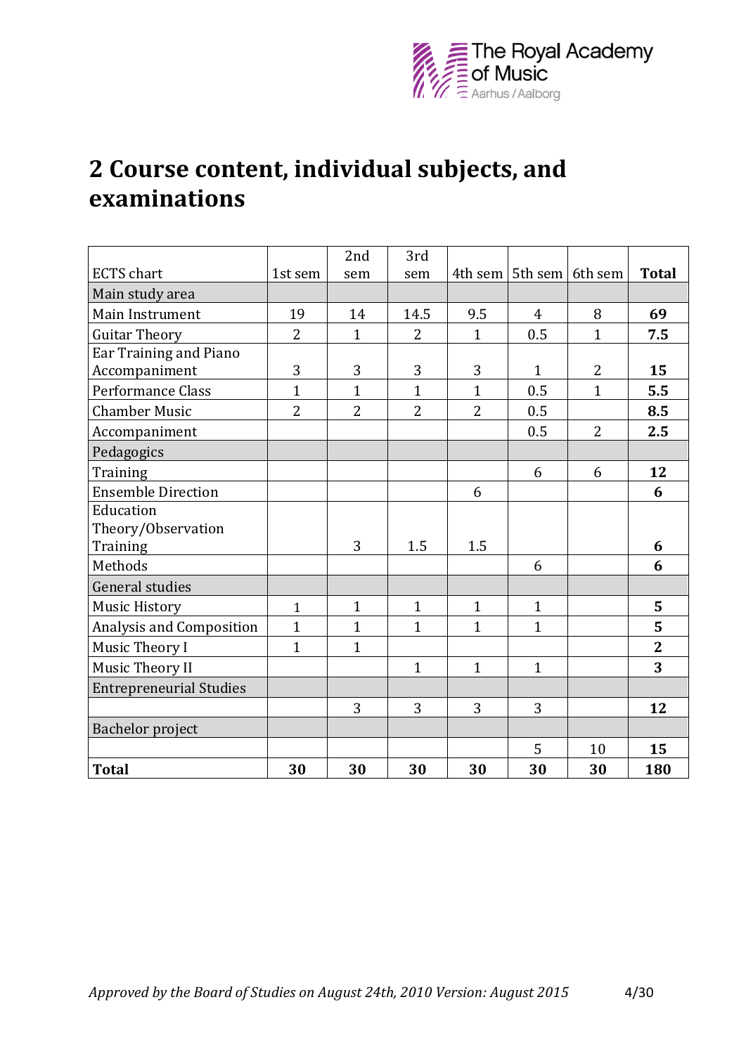# 2 Course content, individual subjects, and examinations

| ECTS chart | 1st sem | 2nd sem | 3rd sem | 4th sem | 5th sem | 6th sem | **Total** |
|---|---|---|---|---|---|---|---|
| Main study area | | | | | | | |
| Main Instrument | 19 | 14 | 14.5 | 9.5 | 4 | 8 | **69** |
| Guitar Theory | 2 | 1 | 2 | 1 | 0.5 | 1 | **7.5** |
| Ear Training and Piano Accompaniment | 3 | 3 | 3 | 3 | 1 | 2 | **15** |
| Performance Class | 1 | 1 | 1 | 1 | 0.5 | 1 | **5.5** |
| Chamber Music | 2 | 2 | 2 | 2 | 0.5 | | **8.5** |
| Accompaniment | | | | | 0.5 | 2 | **2.5** |
| Pedagogics | | | | | | | |
| Training | | | | | 6 | 6 | **12** |
| Ensemble Direction | | | | 6 | | | **6** |
| Education Theory/Observation Training | | 3 | 1.5 | 1.5 | | | **6** |
| Methods | | | | | 6 | | **6** |
| General studies | | | | | | | |
| Music History | 1 | 1 | 1 | 1 | 1 | | **5** |
| Analysis and Composition | 1 | 1 | 1 | 1 | 1 | | **5** |
| Music Theory I | 1 | 1 | | | | | **2** |
| Music Theory II | | | 1 | 1 | 1 | | **3** |
| Entrepreneurial Studies | | | | | | | |
| | | 3 | 3 | 3 | 3 | | **12** |
| Bachelor project | | | | | | | |
| | | | | | 5 | 10 | **15** |
| **Total** | **30** | **30** | **30** | **30** | **30** | **30** | **180** |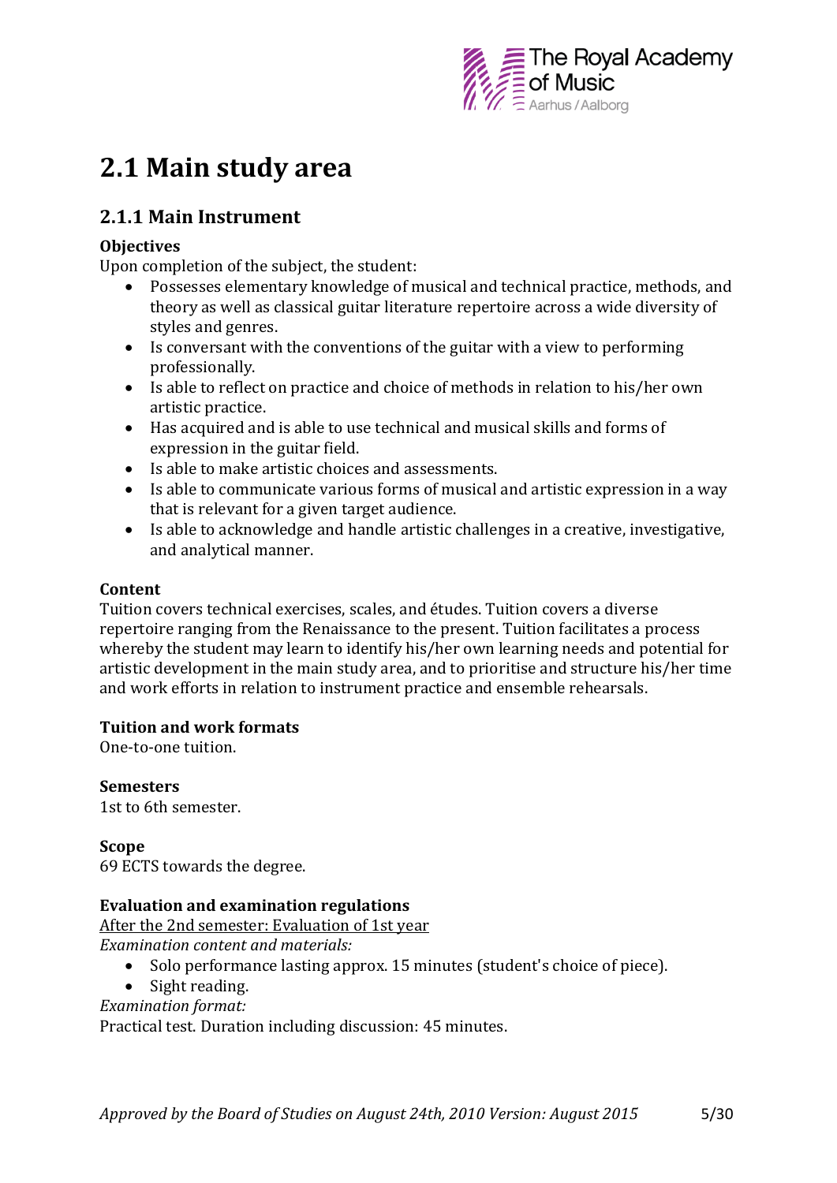# 2.1 Main study area

## 2.1.1 Main Instrument

**Objectives**

Upon completion of the subject, the student:

- Possesses elementary knowledge of musical and technical practice, methods, and theory as well as classical guitar literature repertoire across a wide diversity of styles and genres.
- Is conversant with the conventions of the guitar with a view to performing professionally.
- Is able to reflect on practice and choice of methods in relation to his/her own artistic practice.
- Has acquired and is able to use technical and musical skills and forms of expression in the guitar field.
- Is able to make artistic choices and assessments.
- Is able to communicate various forms of musical and artistic expression in a way that is relevant for a given target audience.
- Is able to acknowledge and handle artistic challenges in a creative, investigative, and analytical manner.

**Content**

Tuition covers technical exercises, scales, and études. Tuition covers a diverse repertoire ranging from the Renaissance to the present. Tuition facilitates a process whereby the student may learn to identify his/her own learning needs and potential for artistic development in the main study area, and to prioritise and structure his/her time and work efforts in relation to instrument practice and ensemble rehearsals.

**Tuition and work formats**

One-to-one tuition.

**Semesters**

1st to 6th semester.

**Scope**

69 ECTS towards the degree.

**Evaluation and examination regulations**

<u>After the 2nd semester: Evaluation of 1st year</u>

*Examination content and materials:*

- Solo performance lasting approx. 15 minutes (student's choice of piece).
- Sight reading.

*Examination format:*

Practical test. Duration including discussion: 45 minutes.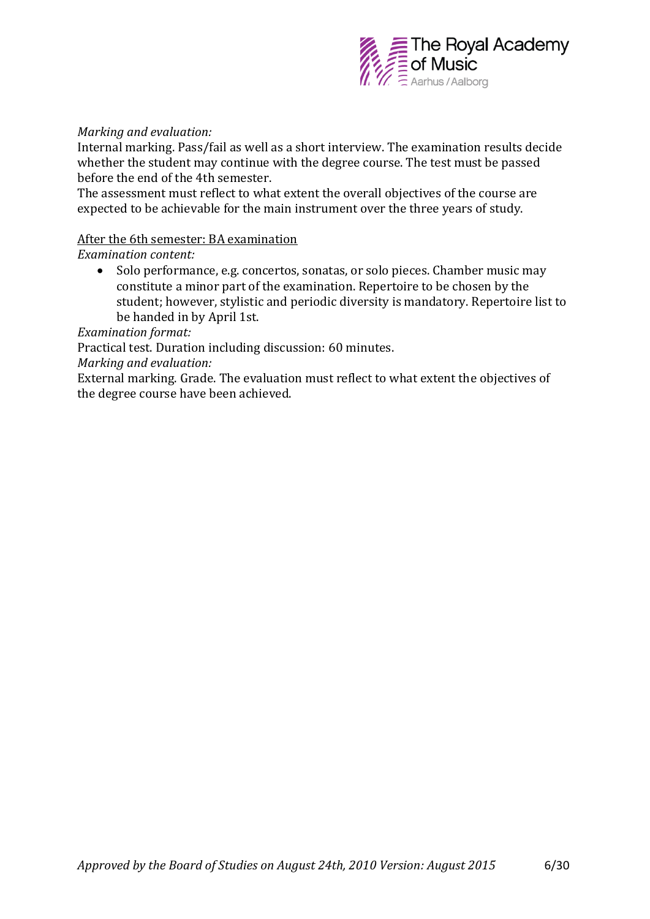*Marking and evaluation:*

Internal marking. Pass/fail as well as a short interview. The examination results decide whether the student may continue with the degree course. The test must be passed before the end of the 4th semester.

The assessment must reflect to what extent the overall objectives of the course are expected to be achievable for the main instrument over the three years of study.

<u>After the 6th semester: BA examination</u>

*Examination content:*

- Solo performance, e.g. concertos, sonatas, or solo pieces. Chamber music may constitute a minor part of the examination. Repertoire to be chosen by the student; however, stylistic and periodic diversity is mandatory. Repertoire list to be handed in by April 1st.

*Examination format:*

Practical test. Duration including discussion: 60 minutes.

*Marking and evaluation:*

External marking. Grade. The evaluation must reflect to what extent the objectives of the degree course have been achieved.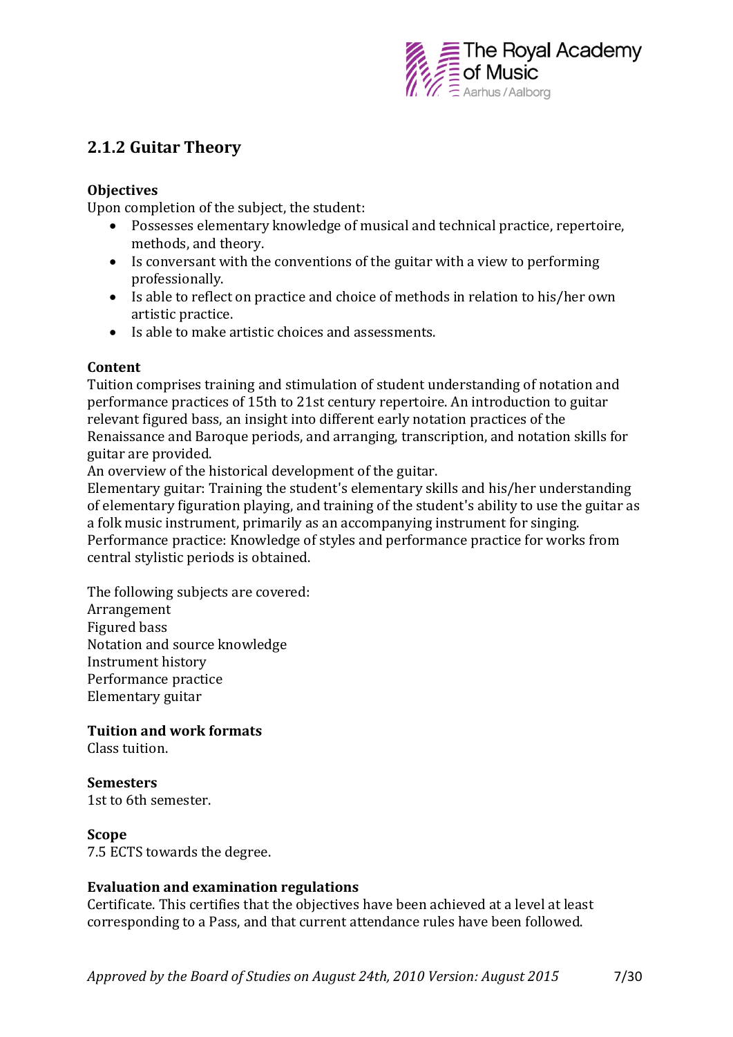## 2.1.2 Guitar Theory

**Objectives**

Upon completion of the subject, the student:

- Possesses elementary knowledge of musical and technical practice, repertoire, methods, and theory.
- Is conversant with the conventions of the guitar with a view to performing professionally.
- Is able to reflect on practice and choice of methods in relation to his/her own artistic practice.
- Is able to make artistic choices and assessments.

**Content**

Tuition comprises training and stimulation of student understanding of notation and performance practices of 15th to 21st century repertoire. An introduction to guitar relevant figured bass, an insight into different early notation practices of the Renaissance and Baroque periods, and arranging, transcription, and notation skills for guitar are provided.

An overview of the historical development of the guitar.

Elementary guitar: Training the student's elementary skills and his/her understanding of elementary figuration playing, and training of the student's ability to use the guitar as a folk music instrument, primarily as an accompanying instrument for singing.

Performance practice: Knowledge of styles and performance practice for works from central stylistic periods is obtained.

The following subjects are covered:
Arrangement
Figured bass
Notation and source knowledge
Instrument history
Performance practice
Elementary guitar

**Tuition and work formats**

Class tuition.

**Semesters**

1st to 6th semester.

**Scope**

7.5 ECTS towards the degree.

**Evaluation and examination regulations**

Certificate. This certifies that the objectives have been achieved at a level at least corresponding to a Pass, and that current attendance rules have been followed.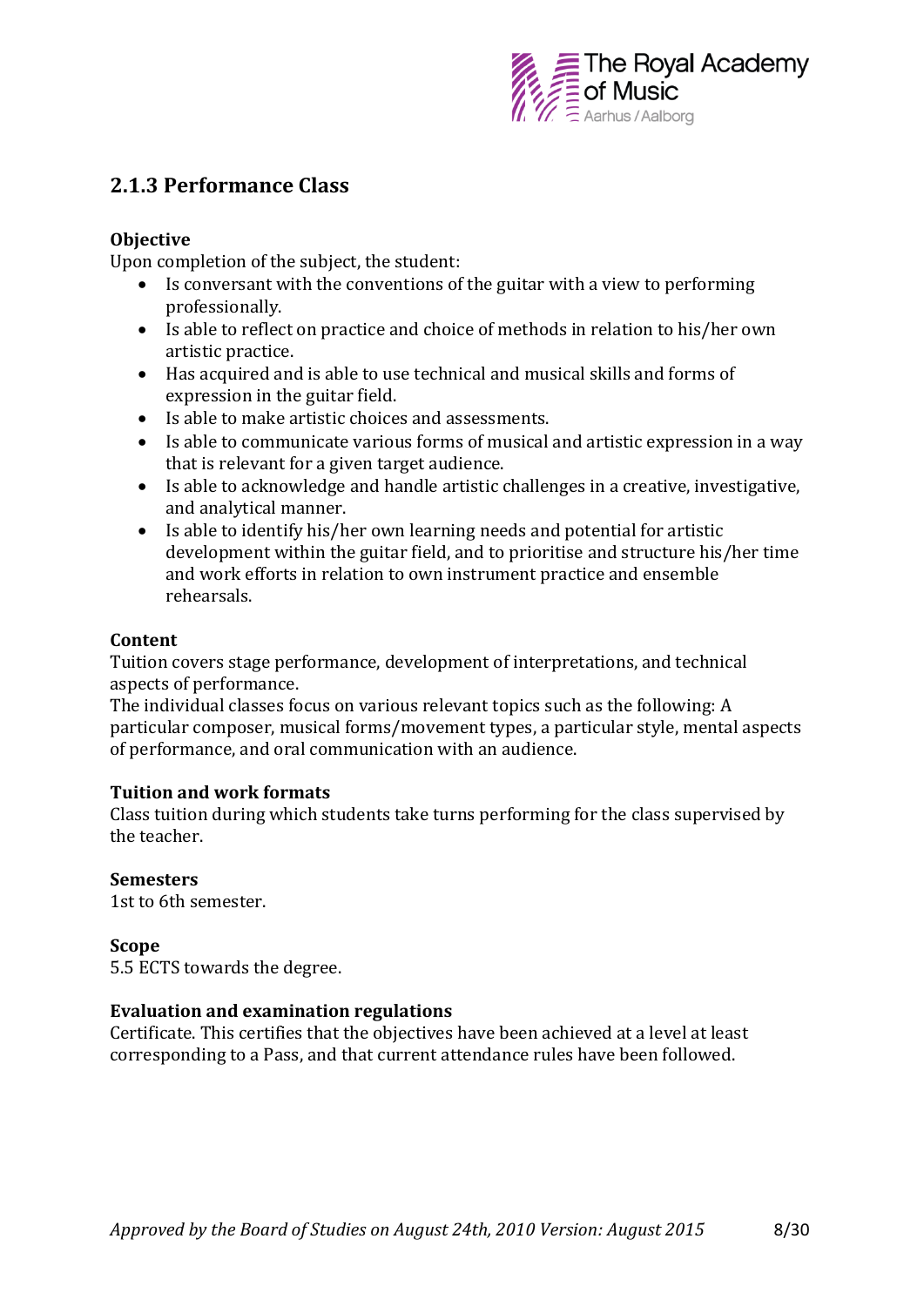## 2.1.3 Performance Class

**Objective**

Upon completion of the subject, the student:

- Is conversant with the conventions of the guitar with a view to performing professionally.
- Is able to reflect on practice and choice of methods in relation to his/her own artistic practice.
- Has acquired and is able to use technical and musical skills and forms of expression in the guitar field.
- Is able to make artistic choices and assessments.
- Is able to communicate various forms of musical and artistic expression in a way that is relevant for a given target audience.
- Is able to acknowledge and handle artistic challenges in a creative, investigative, and analytical manner.
- Is able to identify his/her own learning needs and potential for artistic development within the guitar field, and to prioritise and structure his/her time and work efforts in relation to own instrument practice and ensemble rehearsals.

**Content**

Tuition covers stage performance, development of interpretations, and technical aspects of performance.

The individual classes focus on various relevant topics such as the following: A particular composer, musical forms/movement types, a particular style, mental aspects of performance, and oral communication with an audience.

**Tuition and work formats**

Class tuition during which students take turns performing for the class supervised by the teacher.

**Semesters**

1st to 6th semester.

**Scope**

5.5 ECTS towards the degree.

**Evaluation and examination regulations**

Certificate. This certifies that the objectives have been achieved at a level at least corresponding to a Pass, and that current attendance rules have been followed.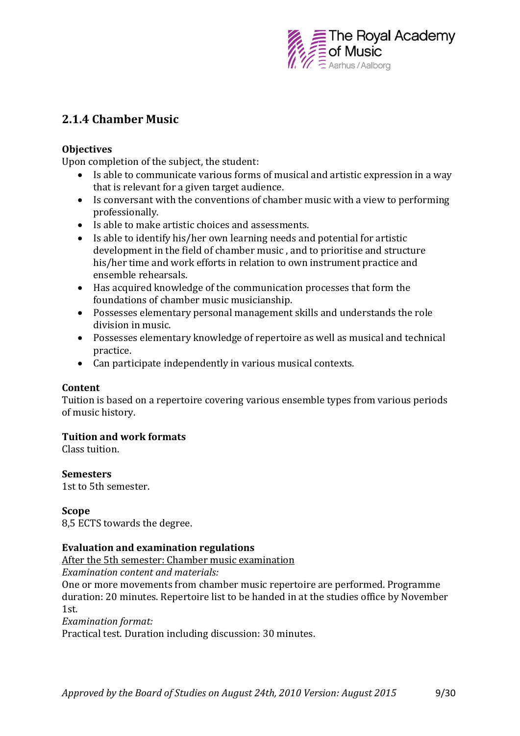## 2.1.4 Chamber Music

**Objectives**

Upon completion of the subject, the student:

- Is able to communicate various forms of musical and artistic expression in a way that is relevant for a given target audience.
- Is conversant with the conventions of chamber music with a view to performing professionally.
- Is able to make artistic choices and assessments.
- Is able to identify his/her own learning needs and potential for artistic development in the field of chamber music , and to prioritise and structure his/her time and work efforts in relation to own instrument practice and ensemble rehearsals.
- Has acquired knowledge of the communication processes that form the foundations of chamber music musicianship.
- Possesses elementary personal management skills and understands the role division in music.
- Possesses elementary knowledge of repertoire as well as musical and technical practice.
- Can participate independently in various musical contexts.

**Content**

Tuition is based on a repertoire covering various ensemble types from various periods of music history.

**Tuition and work formats**

Class tuition.

**Semesters**

1st to 5th semester.

**Scope**

8,5 ECTS towards the degree.

**Evaluation and examination regulations**

<u>After the 5th semester: Chamber music examination</u>

*Examination content and materials:*

One or more movements from chamber music repertoire are performed. Programme duration: 20 minutes. Repertoire list to be handed in at the studies office by November 1st.

*Examination format:*

Practical test. Duration including discussion: 30 minutes.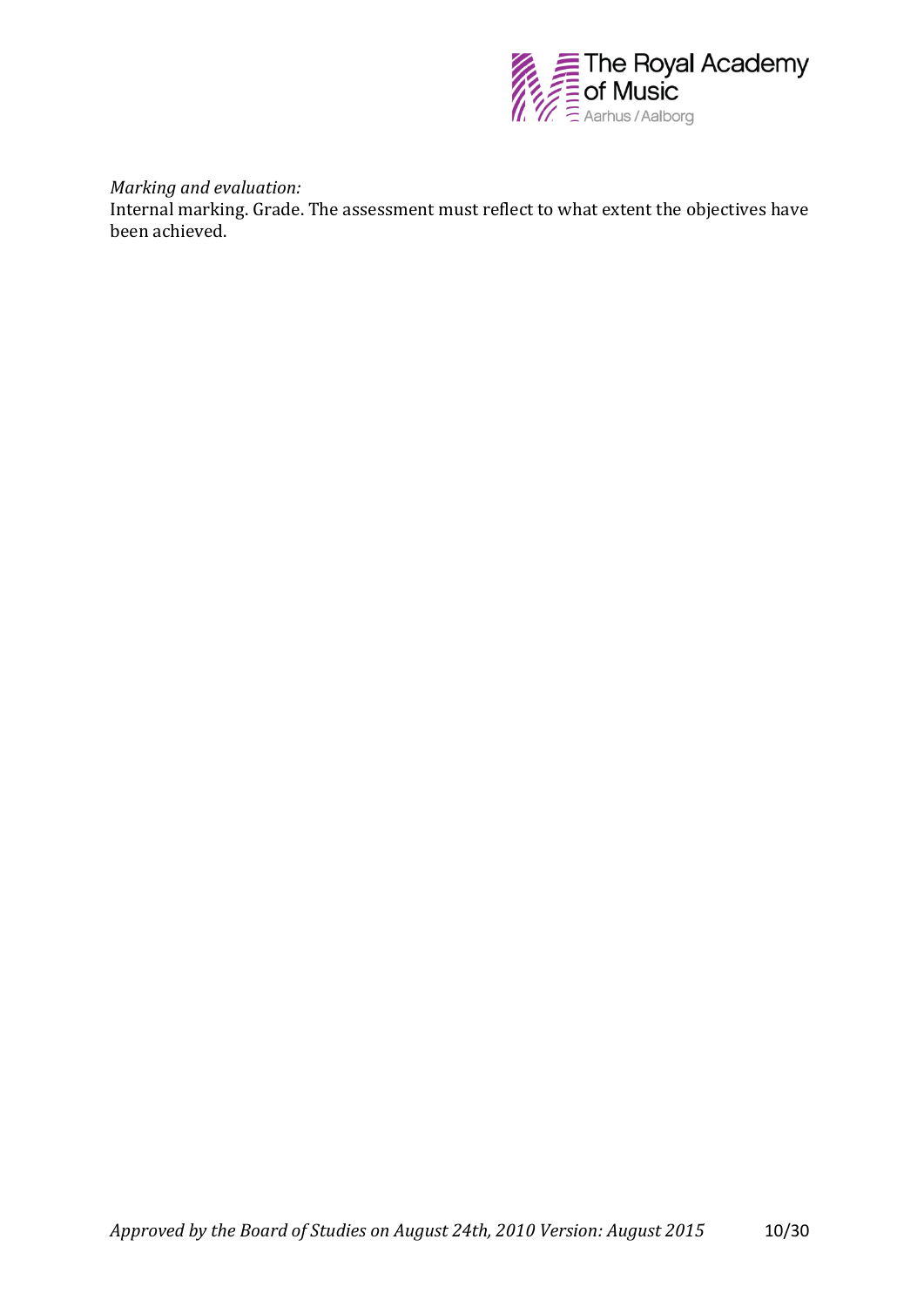*Marking and evaluation:*

Internal marking. Grade. The assessment must reflect to what extent the objectives have been achieved.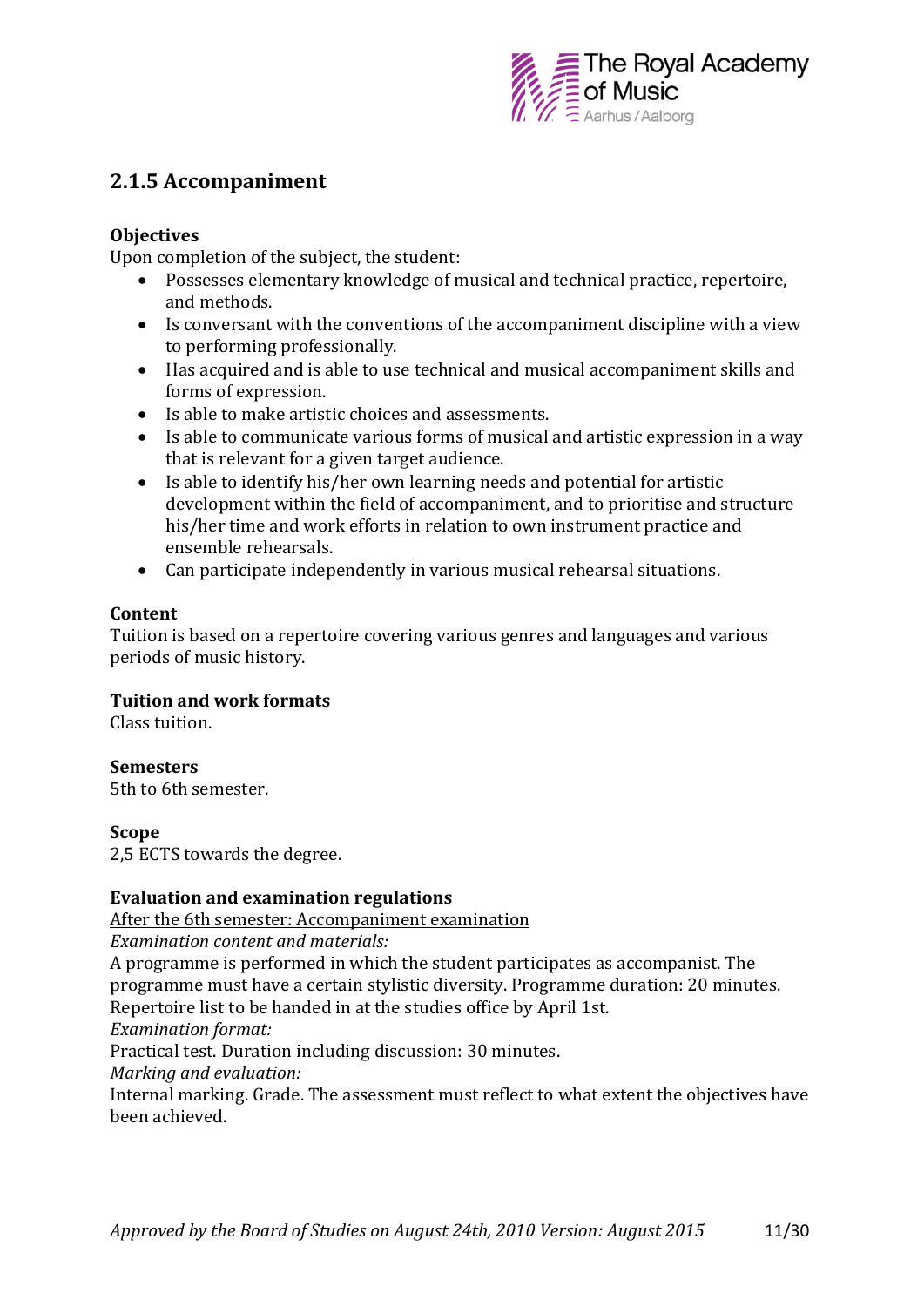## 2.1.5 Accompaniment

**Objectives**

Upon completion of the subject, the student:

- Possesses elementary knowledge of musical and technical practice, repertoire, and methods.
- Is conversant with the conventions of the accompaniment discipline with a view to performing professionally.
- Has acquired and is able to use technical and musical accompaniment skills and forms of expression.
- Is able to make artistic choices and assessments.
- Is able to communicate various forms of musical and artistic expression in a way that is relevant for a given target audience.
- Is able to identify his/her own learning needs and potential for artistic development within the field of accompaniment, and to prioritise and structure his/her time and work efforts in relation to own instrument practice and ensemble rehearsals.
- Can participate independently in various musical rehearsal situations.

**Content**

Tuition is based on a repertoire covering various genres and languages and various periods of music history.

**Tuition and work formats**

Class tuition.

**Semesters**

5th to 6th semester.

**Scope**

2,5 ECTS towards the degree.

**Evaluation and examination regulations**

<u>After the 6th semester: Accompaniment examination</u>

*Examination content and materials:*

A programme is performed in which the student participates as accompanist. The programme must have a certain stylistic diversity. Programme duration: 20 minutes. Repertoire list to be handed in at the studies office by April 1st.

*Examination format:*

Practical test. Duration including discussion: 30 minutes.

*Marking and evaluation:*

Internal marking. Grade. The assessment must reflect to what extent the objectives have been achieved.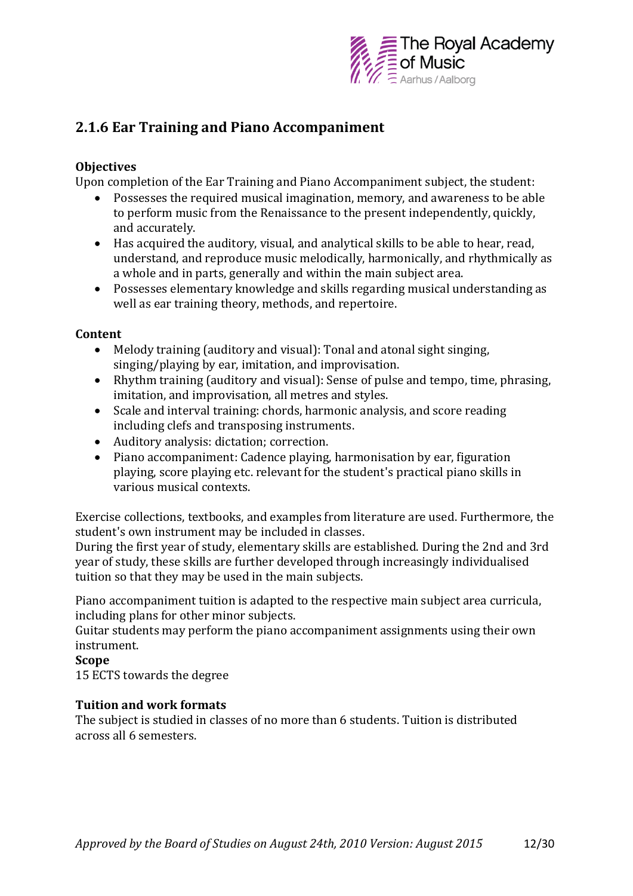## 2.1.6 Ear Training and Piano Accompaniment

**Objectives**

Upon completion of the Ear Training and Piano Accompaniment subject, the student:

- Possesses the required musical imagination, memory, and awareness to be able to perform music from the Renaissance to the present independently, quickly, and accurately.
- Has acquired the auditory, visual, and analytical skills to be able to hear, read, understand, and reproduce music melodically, harmonically, and rhythmically as a whole and in parts, generally and within the main subject area.
- Possesses elementary knowledge and skills regarding musical understanding as well as ear training theory, methods, and repertoire.

**Content**

- Melody training (auditory and visual): Tonal and atonal sight singing, singing/playing by ear, imitation, and improvisation.
- Rhythm training (auditory and visual): Sense of pulse and tempo, time, phrasing, imitation, and improvisation, all metres and styles.
- Scale and interval training: chords, harmonic analysis, and score reading including clefs and transposing instruments.
- Auditory analysis: dictation; correction.
- Piano accompaniment: Cadence playing, harmonisation by ear, figuration playing, score playing etc. relevant for the student's practical piano skills in various musical contexts.

Exercise collections, textbooks, and examples from literature are used. Furthermore, the student's own instrument may be included in classes.
During the first year of study, elementary skills are established. During the 2nd and 3rd year of study, these skills are further developed through increasingly individualised tuition so that they may be used in the main subjects.

Piano accompaniment tuition is adapted to the respective main subject area curricula, including plans for other minor subjects.
Guitar students may perform the piano accompaniment assignments using their own instrument.

**Scope**

15 ECTS towards the degree

**Tuition and work formats**

The subject is studied in classes of no more than 6 students. Tuition is distributed across all 6 semesters.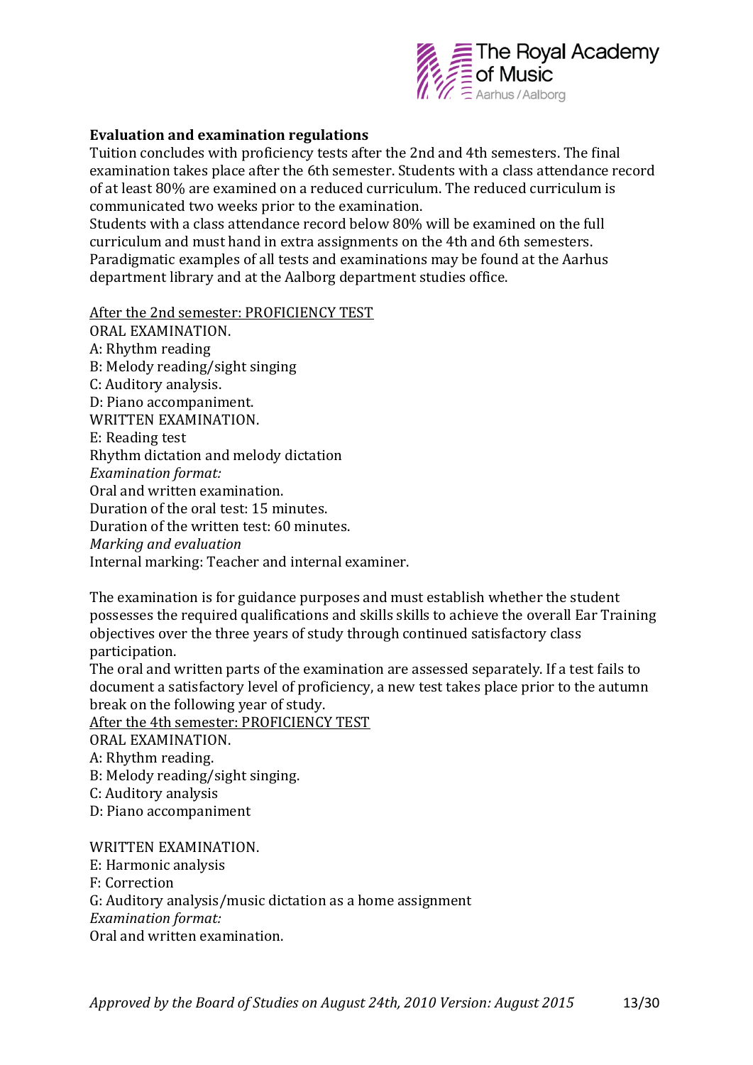**Evaluation and examination regulations**

Tuition concludes with proficiency tests after the 2nd and 4th semesters. The final examination takes place after the 6th semester. Students with a class attendance record of at least 80% are examined on a reduced curriculum. The reduced curriculum is communicated two weeks prior to the examination.

Students with a class attendance record below 80% will be examined on the full curriculum and must hand in extra assignments on the 4th and 6th semesters.

Paradigmatic examples of all tests and examinations may be found at the Aarhus department library and at the Aalborg department studies office.

<u>After the 2nd semester: PROFICIENCY TEST</u>

ORAL EXAMINATION.

A: Rhythm reading

B: Melody reading/sight singing

C: Auditory analysis.

D: Piano accompaniment.

WRITTEN EXAMINATION.

E: Reading test

Rhythm dictation and melody dictation

*Examination format:*

Oral and written examination.

Duration of the oral test: 15 minutes.

Duration of the written test: 60 minutes.

*Marking and evaluation*

Internal marking: Teacher and internal examiner.

The examination is for guidance purposes and must establish whether the student possesses the required qualifications and skills skills to achieve the overall Ear Training objectives over the three years of study through continued satisfactory class participation.

The oral and written parts of the examination are assessed separately. If a test fails to document a satisfactory level of proficiency, a new test takes place prior to the autumn break on the following year of study.

<u>After the 4th semester: PROFICIENCY TEST</u>

ORAL EXAMINATION.

A: Rhythm reading.

B: Melody reading/sight singing.

C: Auditory analysis

D: Piano accompaniment

WRITTEN EXAMINATION.

E: Harmonic analysis

F: Correction

G: Auditory analysis/music dictation as a home assignment

*Examination format:*

Oral and written examination.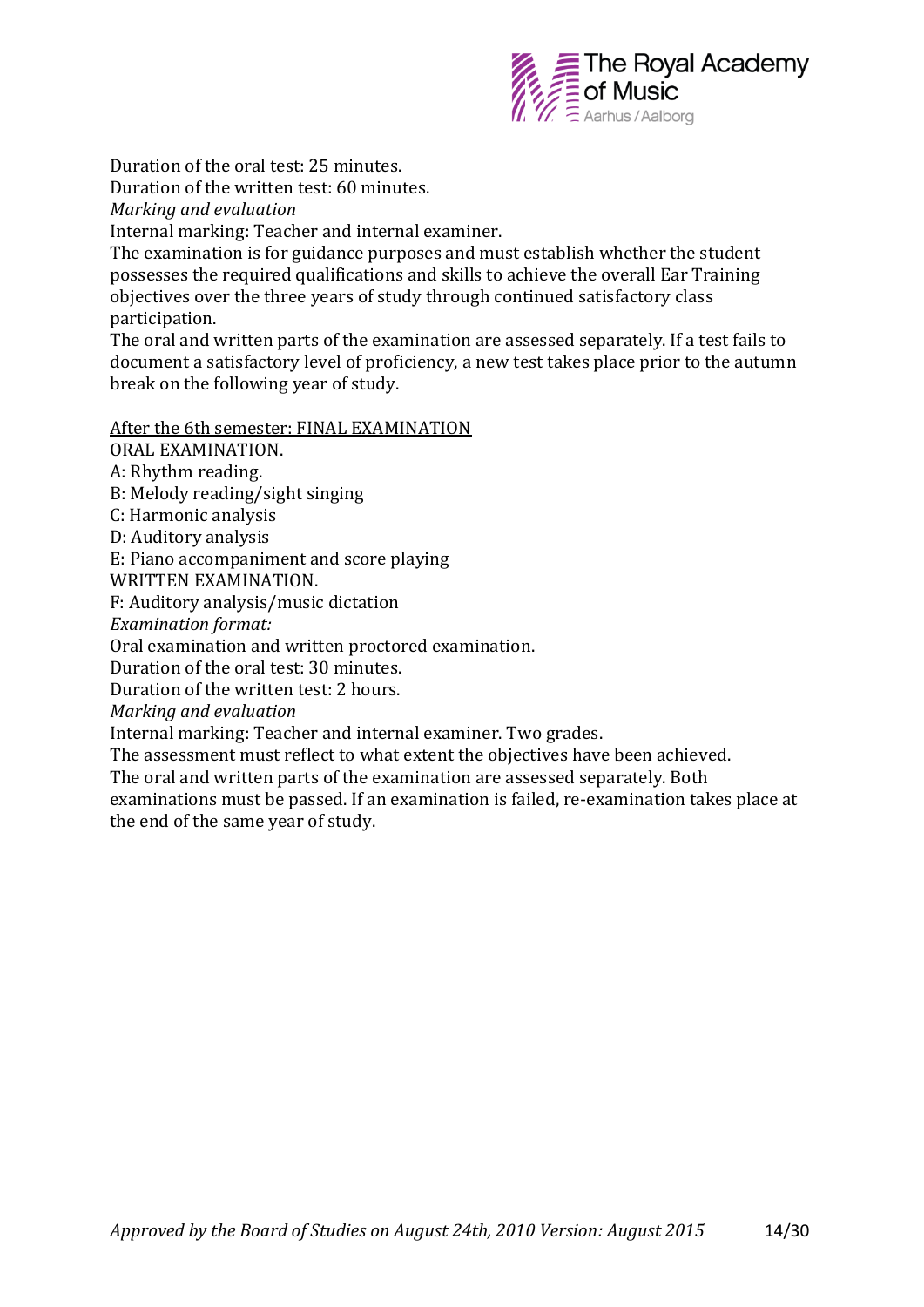Duration of the oral test: 25 minutes.
Duration of the written test: 60 minutes.
*Marking and evaluation*
Internal marking: Teacher and internal examiner.
The examination is for guidance purposes and must establish whether the student possesses the required qualifications and skills to achieve the overall Ear Training objectives over the three years of study through continued satisfactory class participation.
The oral and written parts of the examination are assessed separately. If a test fails to document a satisfactory level of proficiency, a new test takes place prior to the autumn break on the following year of study.

<u>After the 6th semester: FINAL EXAMINATION</u>
ORAL EXAMINATION.
A: Rhythm reading.
B: Melody reading/sight singing
C: Harmonic analysis
D: Auditory analysis
E: Piano accompaniment and score playing
WRITTEN EXAMINATION.
F: Auditory analysis/music dictation
*Examination format:*
Oral examination and written proctored examination.
Duration of the oral test: 30 minutes.
Duration of the written test: 2 hours.
*Marking and evaluation*
Internal marking: Teacher and internal examiner. Two grades.
The assessment must reflect to what extent the objectives have been achieved.
The oral and written parts of the examination are assessed separately. Both examinations must be passed. If an examination is failed, re-examination takes place at the end of the same year of study.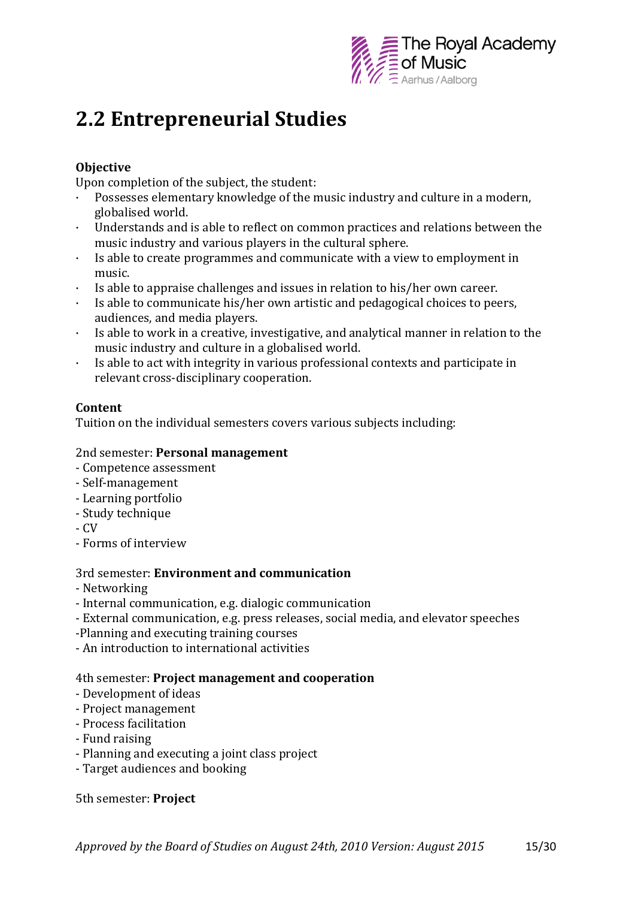# 2.2 Entrepreneurial Studies

**Objective**

Upon completion of the subject, the student:

- Possesses elementary knowledge of the music industry and culture in a modern, globalised world.
- Understands and is able to reflect on common practices and relations between the music industry and various players in the cultural sphere.
- Is able to create programmes and communicate with a view to employment in music.
- Is able to appraise challenges and issues in relation to his/her own career.
- Is able to communicate his/her own artistic and pedagogical choices to peers, audiences, and media players.
- Is able to work in a creative, investigative, and analytical manner in relation to the music industry and culture in a globalised world.
- Is able to act with integrity in various professional contexts and participate in relevant cross-disciplinary cooperation.

**Content**

Tuition on the individual semesters covers various subjects including:

2nd semester: **Personal management**

- Competence assessment
- Self-management
- Learning portfolio
- Study technique
- CV
- Forms of interview

3rd semester: **Environment and communication**

- Networking
- Internal communication, e.g. dialogic communication
- External communication, e.g. press releases, social media, and elevator speeches
- Planning and executing training courses
- An introduction to international activities

4th semester: **Project management and cooperation**

- Development of ideas
- Project management
- Process facilitation
- Fund raising
- Planning and executing a joint class project
- Target audiences and booking

5th semester: **Project**

*Approved by the Board of Studies on August 24th, 2010 Version: August 2015*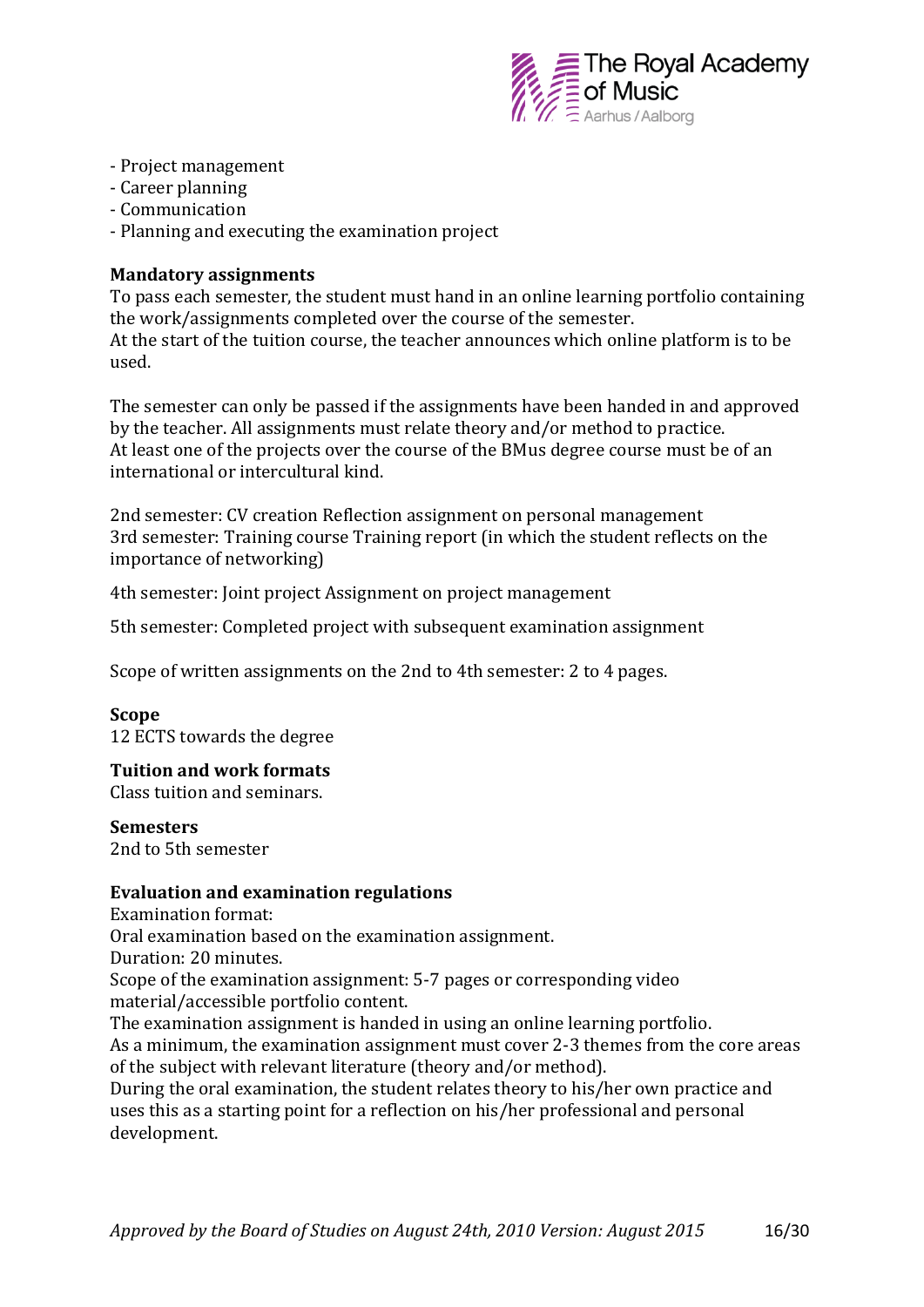- Project management
- Career planning
- Communication
- Planning and executing the examination project

**Mandatory assignments**
To pass each semester, the student must hand in an online learning portfolio containing the work/assignments completed over the course of the semester.
At the start of the tuition course, the teacher announces which online platform is to be used.

The semester can only be passed if the assignments have been handed in and approved by the teacher. All assignments must relate theory and/or method to practice.
At least one of the projects over the course of the BMus degree course must be of an international or intercultural kind.

2nd semester: CV creation Reflection assignment on personal management
3rd semester: Training course Training report (in which the student reflects on the importance of networking)

4th semester: Joint project Assignment on project management

5th semester: Completed project with subsequent examination assignment

Scope of written assignments on the 2nd to 4th semester: 2 to 4 pages.

**Scope**
12 ECTS towards the degree

**Tuition and work formats**
Class tuition and seminars.

**Semesters**
2nd to 5th semester

**Evaluation and examination regulations**
Examination format:
Oral examination based on the examination assignment.
Duration: 20 minutes.
Scope of the examination assignment: 5-7 pages or corresponding video material/accessible portfolio content.
The examination assignment is handed in using an online learning portfolio.
As a minimum, the examination assignment must cover 2-3 themes from the core areas of the subject with relevant literature (theory and/or method).
During the oral examination, the student relates theory to his/her own practice and uses this as a starting point for a reflection on his/her professional and personal development.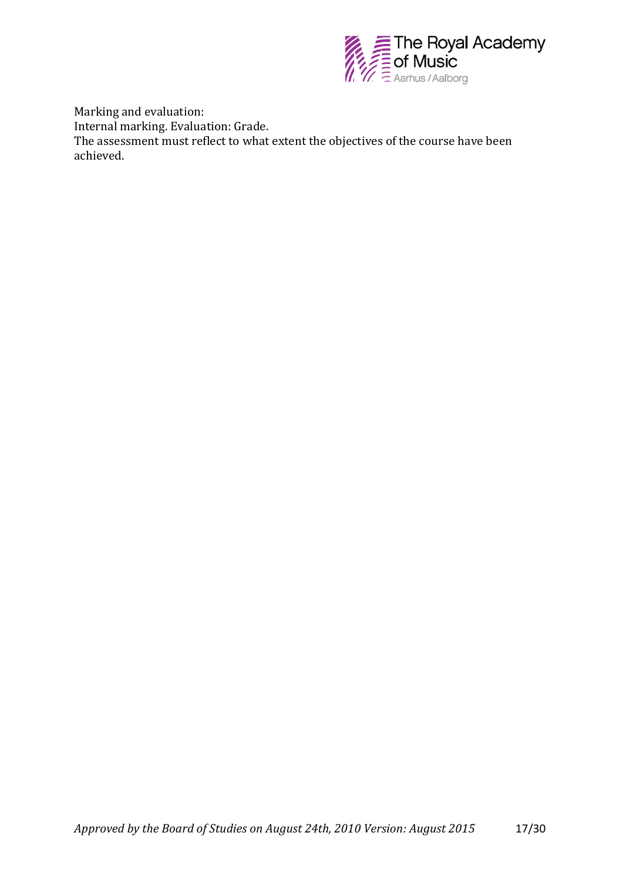Marking and evaluation:
Internal marking. Evaluation: Grade.
The assessment must reflect to what extent the objectives of the course have been achieved.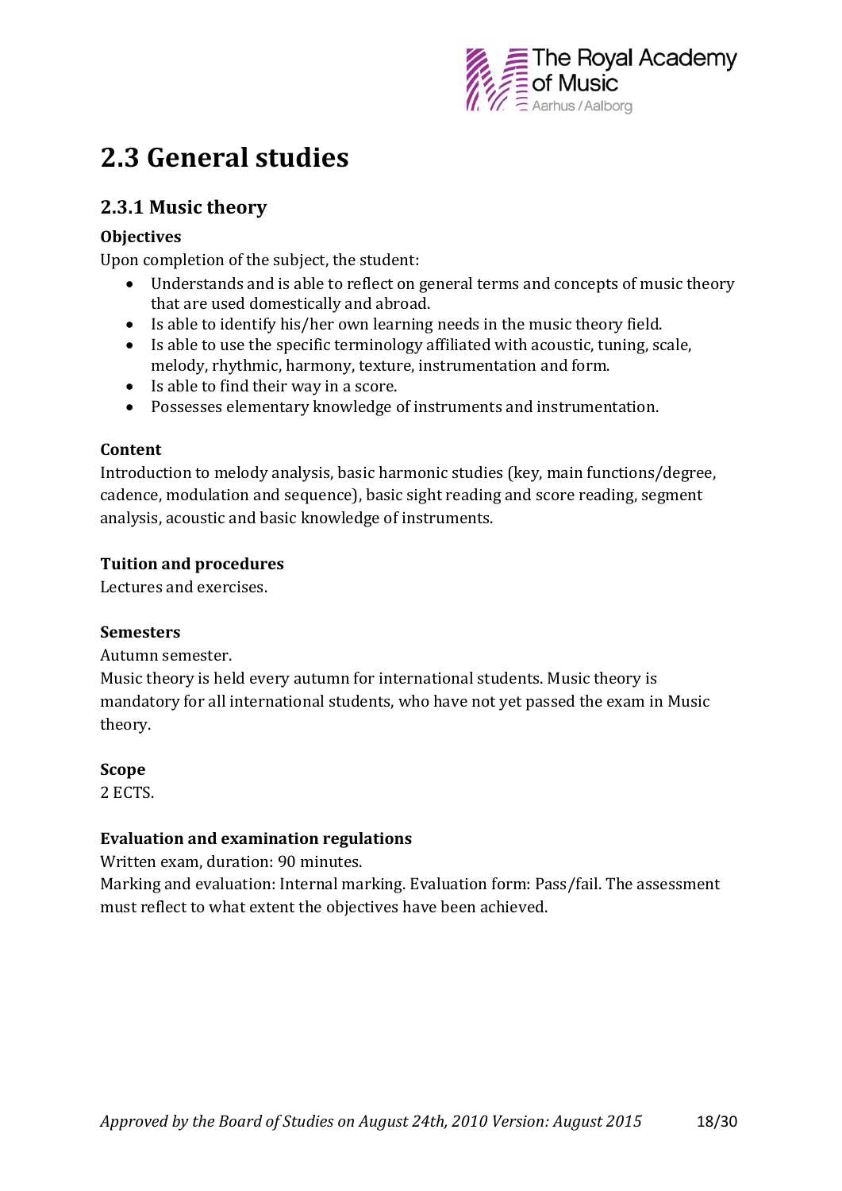# 2.3 General studies

## 2.3.1 Music theory

### Objectives

Upon completion of the subject, the student:

- Understands and is able to reflect on general terms and concepts of music theory that are used domestically and abroad.
- Is able to identify his/her own learning needs in the music theory field.
- Is able to use the specific terminology affiliated with acoustic, tuning, scale, melody, rhythmic, harmony, texture, instrumentation and form.
- Is able to find their way in a score.
- Possesses elementary knowledge of instruments and instrumentation.

### Content

Introduction to melody analysis, basic harmonic studies (key, main functions/degree, cadence, modulation and sequence), basic sight reading and score reading, segment analysis, acoustic and basic knowledge of instruments.

### Tuition and procedures

Lectures and exercises.

### Semesters

Autumn semester.

Music theory is held every autumn for international students. Music theory is mandatory for all international students, who have not yet passed the exam in Music theory.

### Scope

2 ECTS.

### Evaluation and examination regulations

Written exam, duration: 90 minutes.

Marking and evaluation: Internal marking. Evaluation form: Pass/fail. The assessment must reflect to what extent the objectives have been achieved.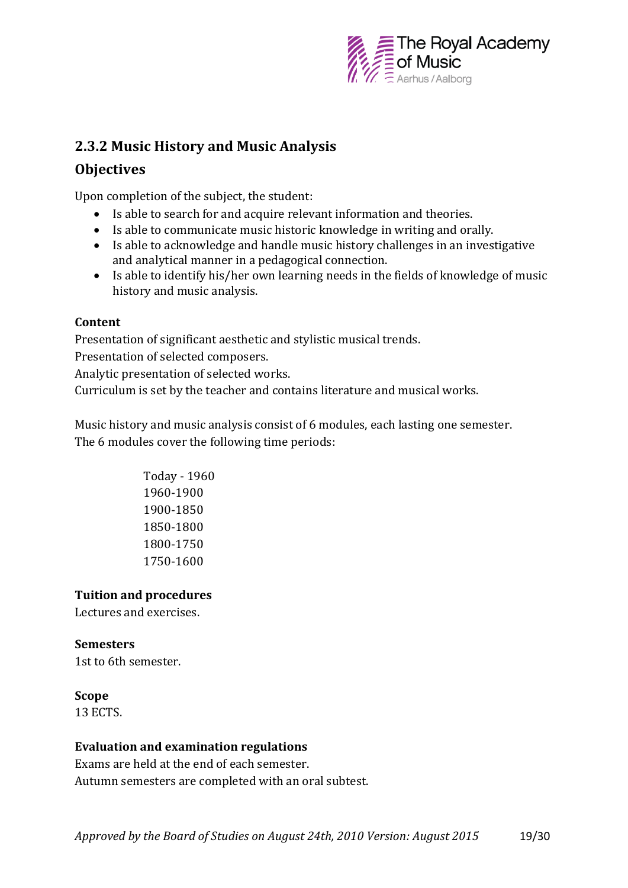## 2.3.2 Music History and Music Analysis

## Objectives

Upon completion of the subject, the student:

- Is able to search for and acquire relevant information and theories.
- Is able to communicate music historic knowledge in writing and orally.
- Is able to acknowledge and handle music history challenges in an investigative and analytical manner in a pedagogical connection.
- Is able to identify his/her own learning needs in the fields of knowledge of music history and music analysis.

**Content**

Presentation of significant aesthetic and stylistic musical trends.

Presentation of selected composers.

Analytic presentation of selected works.

Curriculum is set by the teacher and contains literature and musical works.

Music history and music analysis consist of 6 modules, each lasting one semester. The 6 modules cover the following time periods:

Today - 1960
1960-1900
1900-1850
1850-1800
1800-1750
1750-1600

**Tuition and procedures**

Lectures and exercises.

**Semesters**

1st to 6th semester.

**Scope**

13 ECTS.

**Evaluation and examination regulations**

Exams are held at the end of each semester.

Autumn semesters are completed with an oral subtest.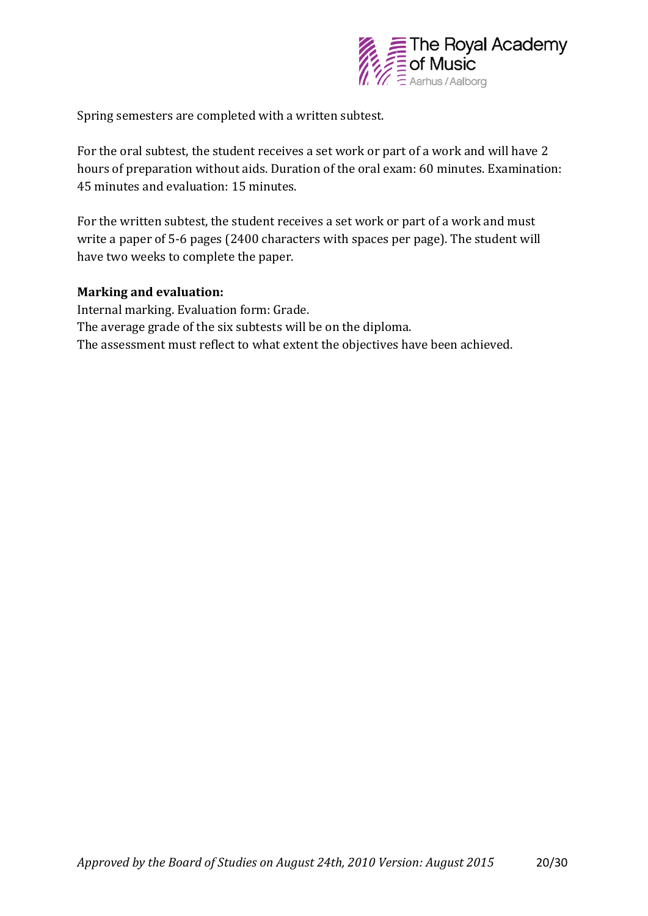Spring semesters are completed with a written subtest.

For the oral subtest, the student receives a set work or part of a work and will have 2 hours of preparation without aids. Duration of the oral exam: 60 minutes. Examination: 45 minutes and evaluation: 15 minutes.

For the written subtest, the student receives a set work or part of a work and must write a paper of 5-6 pages (2400 characters with spaces per page). The student will have two weeks to complete the paper.

**Marking and evaluation:**
Internal marking. Evaluation form: Grade.
The average grade of the six subtests will be on the diploma.
The assessment must reflect to what extent the objectives have been achieved.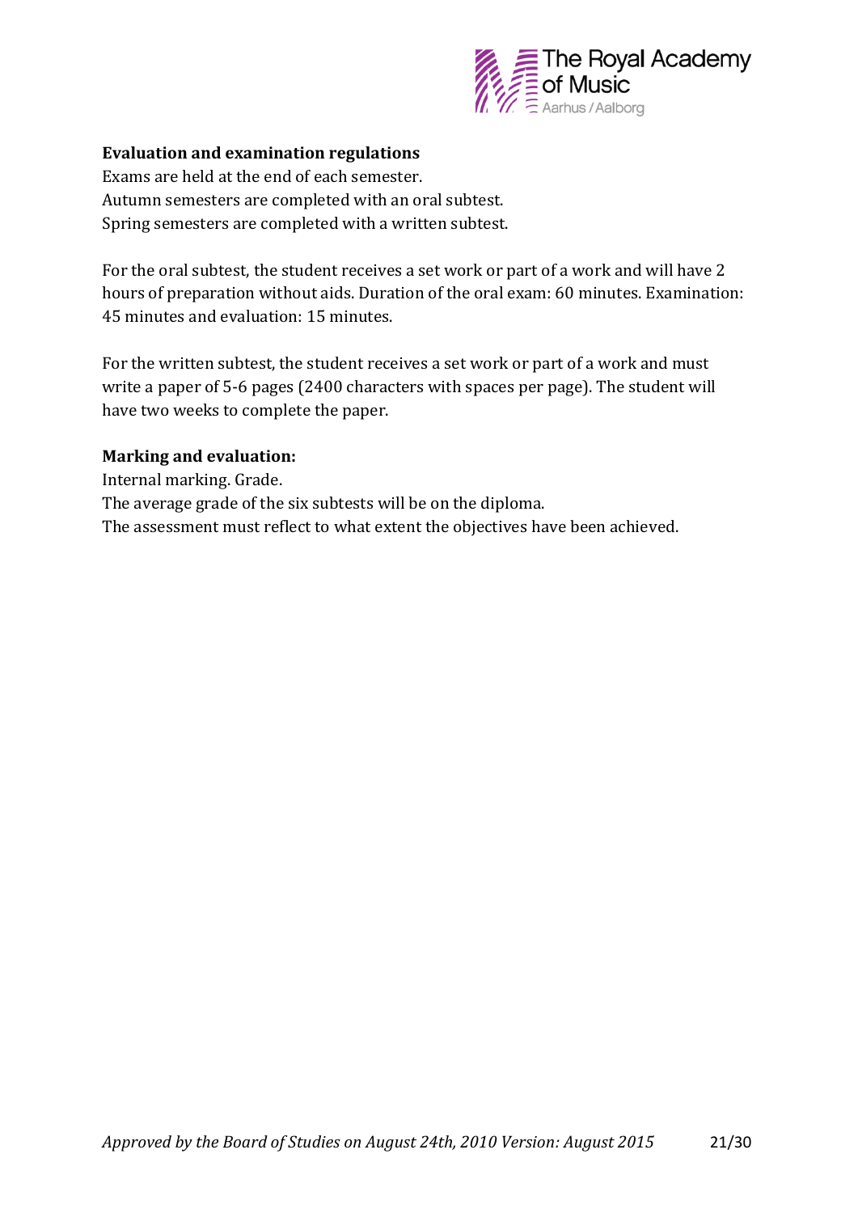**Evaluation and examination regulations**

Exams are held at the end of each semester.
Autumn semesters are completed with an oral subtest.
Spring semesters are completed with a written subtest.

For the oral subtest, the student receives a set work or part of a work and will have 2 hours of preparation without aids. Duration of the oral exam: 60 minutes. Examination: 45 minutes and evaluation: 15 minutes.

For the written subtest, the student receives a set work or part of a work and must write a paper of 5-6 pages (2400 characters with spaces per page). The student will have two weeks to complete the paper.

**Marking and evaluation:**

Internal marking. Grade.
The average grade of the six subtests will be on the diploma.
The assessment must reflect to what extent the objectives have been achieved.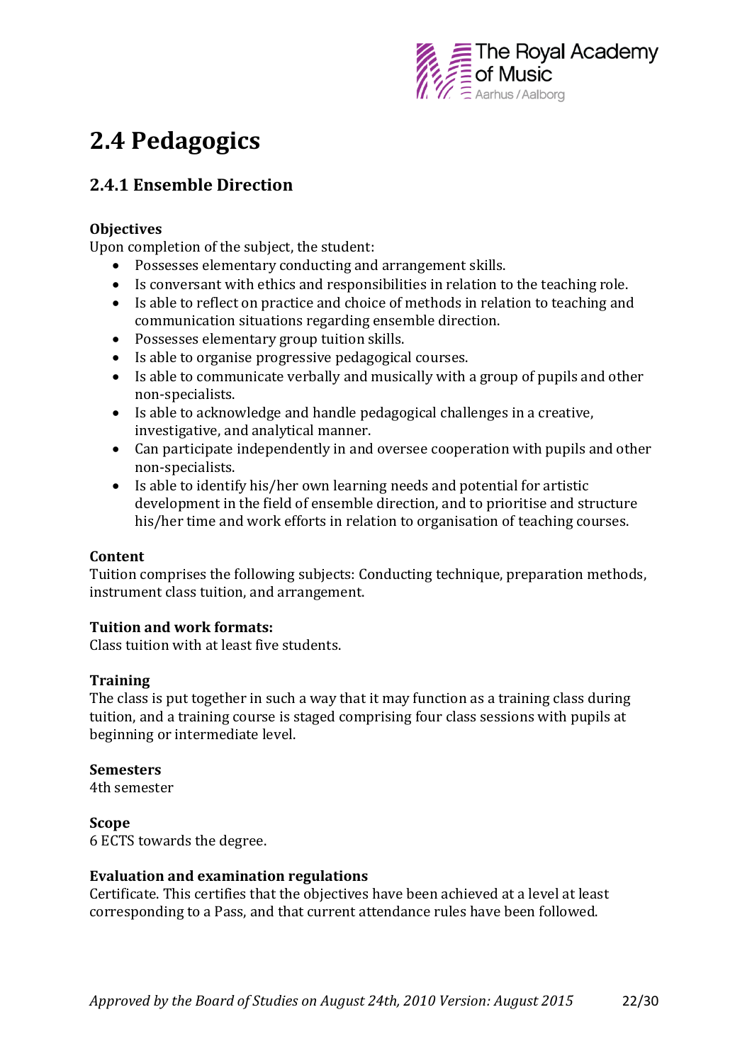# 2.4 Pedagogics

## 2.4.1 Ensemble Direction

**Objectives**

Upon completion of the subject, the student:

- Possesses elementary conducting and arrangement skills.
- Is conversant with ethics and responsibilities in relation to the teaching role.
- Is able to reflect on practice and choice of methods in relation to teaching and communication situations regarding ensemble direction.
- Possesses elementary group tuition skills.
- Is able to organise progressive pedagogical courses.
- Is able to communicate verbally and musically with a group of pupils and other non-specialists.
- Is able to acknowledge and handle pedagogical challenges in a creative, investigative, and analytical manner.
- Can participate independently in and oversee cooperation with pupils and other non-specialists.
- Is able to identify his/her own learning needs and potential for artistic development in the field of ensemble direction, and to prioritise and structure his/her time and work efforts in relation to organisation of teaching courses.

**Content**

Tuition comprises the following subjects: Conducting technique, preparation methods, instrument class tuition, and arrangement.

**Tuition and work formats:**

Class tuition with at least five students.

**Training**

The class is put together in such a way that it may function as a training class during tuition, and a training course is staged comprising four class sessions with pupils at beginning or intermediate level.

**Semesters**

4th semester

**Scope**

6 ECTS towards the degree.

**Evaluation and examination regulations**

Certificate. This certifies that the objectives have been achieved at a level at least corresponding to a Pass, and that current attendance rules have been followed.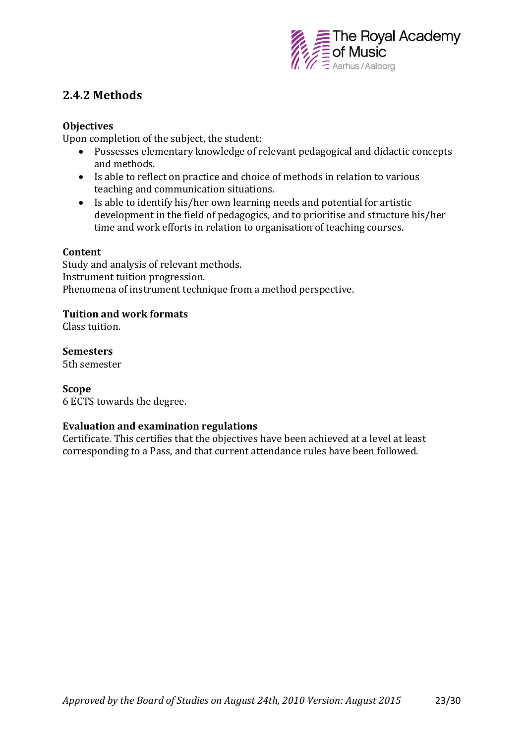## 2.4.2 Methods

**Objectives**
Upon completion of the subject, the student:

- Possesses elementary knowledge of relevant pedagogical and didactic concepts and methods.
- Is able to reflect on practice and choice of methods in relation to various teaching and communication situations.
- Is able to identify his/her own learning needs and potential for artistic development in the field of pedagogics, and to prioritise and structure his/her time and work efforts in relation to organisation of teaching courses.

**Content**
Study and analysis of relevant methods.
Instrument tuition progression.
Phenomena of instrument technique from a method perspective.

**Tuition and work formats**
Class tuition.

**Semesters**
5th semester

**Scope**
6 ECTS towards the degree.

**Evaluation and examination regulations**
Certificate. This certifies that the objectives have been achieved at a level at least corresponding to a Pass, and that current attendance rules have been followed.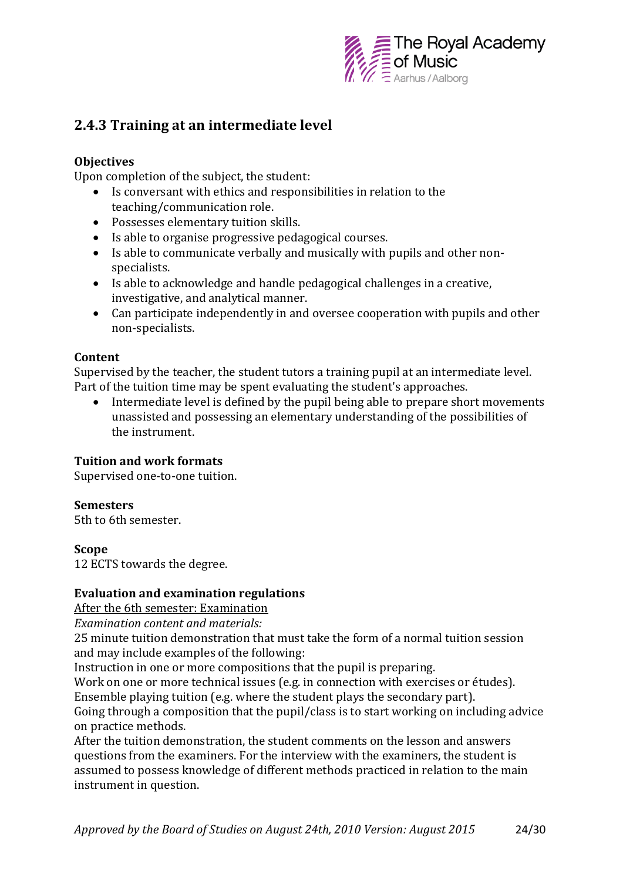## 2.4.3 Training at an intermediate level

**Objectives**

Upon completion of the subject, the student:

- Is conversant with ethics and responsibilities in relation to the teaching/communication role.
- Possesses elementary tuition skills.
- Is able to organise progressive pedagogical courses.
- Is able to communicate verbally and musically with pupils and other non-specialists.
- Is able to acknowledge and handle pedagogical challenges in a creative, investigative, and analytical manner.
- Can participate independently in and oversee cooperation with pupils and other non-specialists.

**Content**

Supervised by the teacher, the student tutors a training pupil at an intermediate level. Part of the tuition time may be spent evaluating the student's approaches.

- Intermediate level is defined by the pupil being able to prepare short movements unassisted and possessing an elementary understanding of the possibilities of the instrument.

**Tuition and work formats**

Supervised one-to-one tuition.

**Semesters**

5th to 6th semester.

**Scope**

12 ECTS towards the degree.

**Evaluation and examination regulations**

<u>After the 6th semester: Examination</u>

*Examination content and materials:*

25 minute tuition demonstration that must take the form of a normal tuition session and may include examples of the following:

Instruction in one or more compositions that the pupil is preparing.

Work on one or more technical issues (e.g. in connection with exercises or études).

Ensemble playing tuition (e.g. where the student plays the secondary part).

Going through a composition that the pupil/class is to start working on including advice on practice methods.

After the tuition demonstration, the student comments on the lesson and answers questions from the examiners. For the interview with the examiners, the student is assumed to possess knowledge of different methods practiced in relation to the main instrument in question.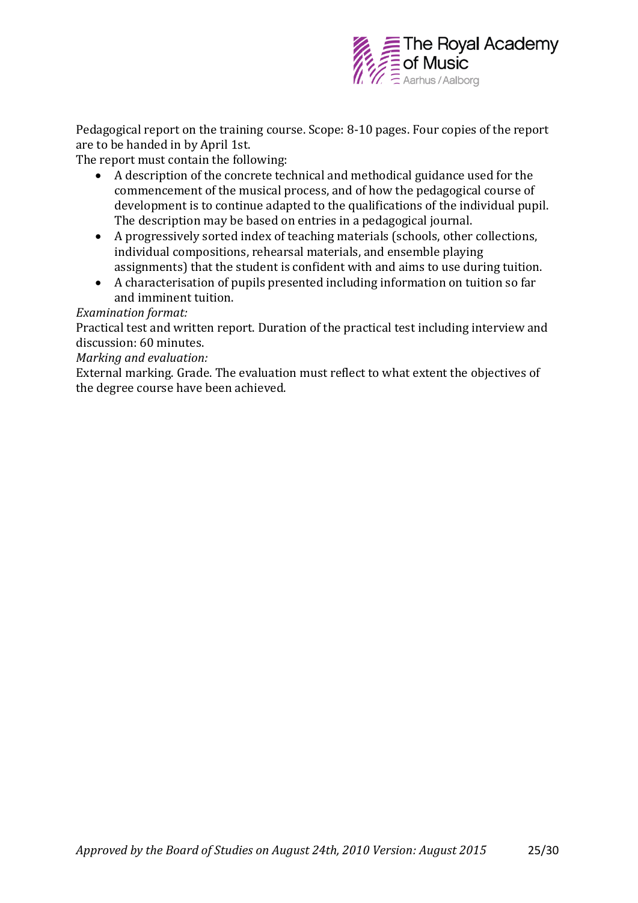Pedagogical report on the training course. Scope: 8-10 pages. Four copies of the report are to be handed in by April 1st.

The report must contain the following:

- A description of the concrete technical and methodical guidance used for the commencement of the musical process, and of how the pedagogical course of development is to continue adapted to the qualifications of the individual pupil. The description may be based on entries in a pedagogical journal.
- A progressively sorted index of teaching materials (schools, other collections, individual compositions, rehearsal materials, and ensemble playing assignments) that the student is confident with and aims to use during tuition.
- A characterisation of pupils presented including information on tuition so far and imminent tuition.

*Examination format:*

Practical test and written report. Duration of the practical test including interview and discussion: 60 minutes.

*Marking and evaluation:*

External marking. Grade. The evaluation must reflect to what extent the objectives of the degree course have been achieved.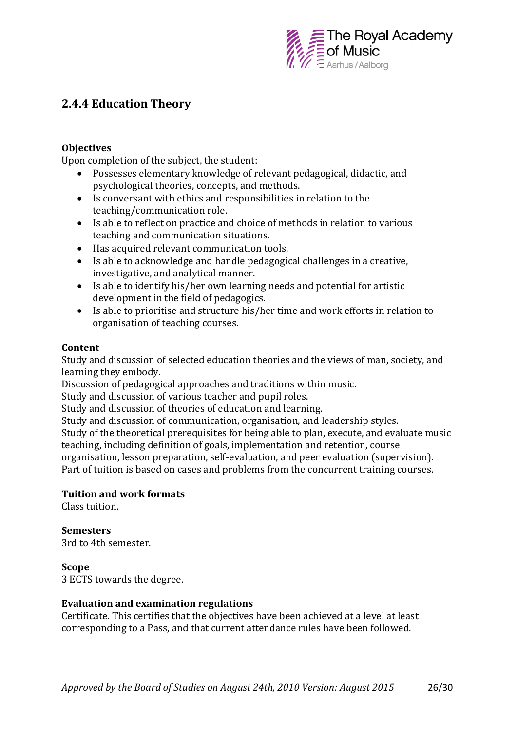## 2.4.4 Education Theory

**Objectives**

Upon completion of the subject, the student:

- Possesses elementary knowledge of relevant pedagogical, didactic, and psychological theories, concepts, and methods.
- Is conversant with ethics and responsibilities in relation to the teaching/communication role.
- Is able to reflect on practice and choice of methods in relation to various teaching and communication situations.
- Has acquired relevant communication tools.
- Is able to acknowledge and handle pedagogical challenges in a creative, investigative, and analytical manner.
- Is able to identify his/her own learning needs and potential for artistic development in the field of pedagogics.
- Is able to prioritise and structure his/her time and work efforts in relation to organisation of teaching courses.

**Content**

Study and discussion of selected education theories and the views of man, society, and learning they embody.
Discussion of pedagogical approaches and traditions within music.
Study and discussion of various teacher and pupil roles.
Study and discussion of theories of education and learning.
Study and discussion of communication, organisation, and leadership styles.
Study of the theoretical prerequisites for being able to plan, execute, and evaluate music teaching, including definition of goals, implementation and retention, course organisation, lesson preparation, self-evaluation, and peer evaluation (supervision).
Part of tuition is based on cases and problems from the concurrent training courses.

**Tuition and work formats**

Class tuition.

**Semesters**

3rd to 4th semester.

**Scope**

3 ECTS towards the degree.

**Evaluation and examination regulations**

Certificate. This certifies that the objectives have been achieved at a level at least corresponding to a Pass, and that current attendance rules have been followed.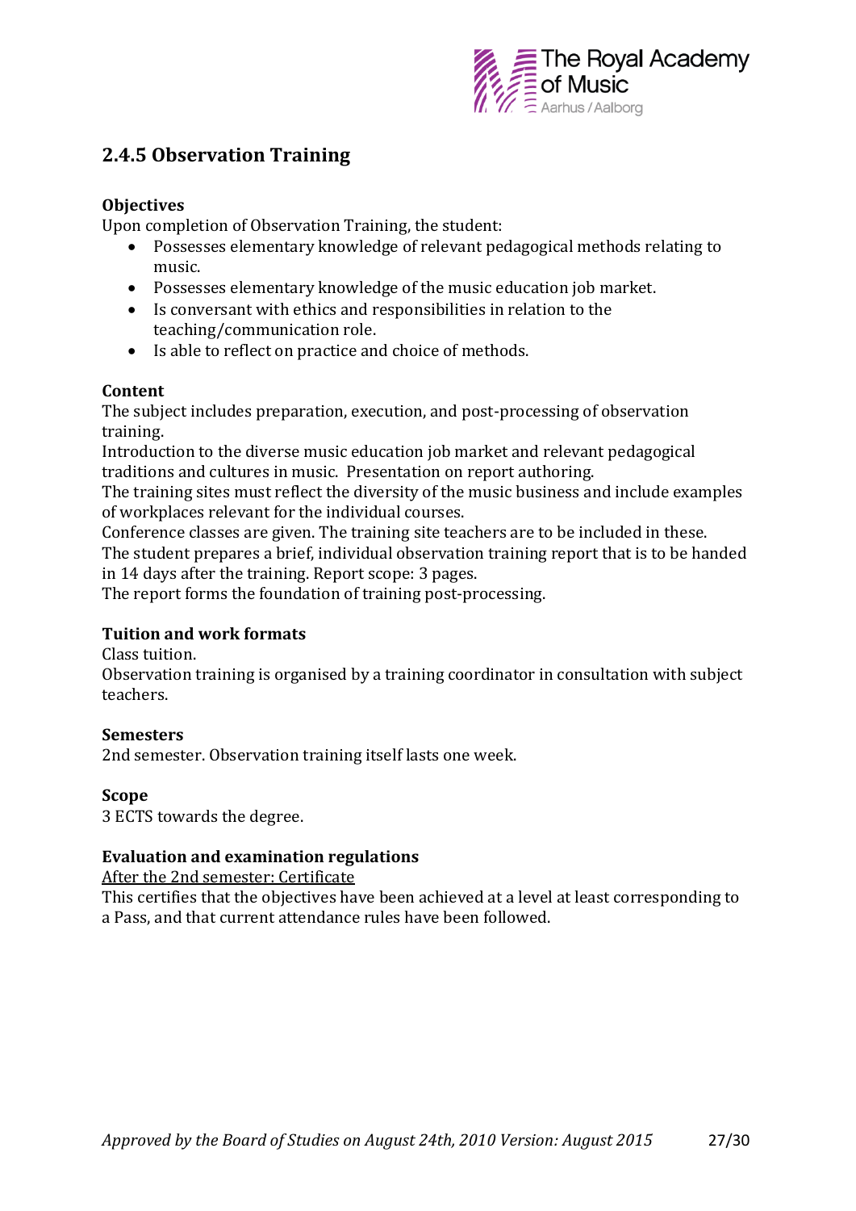## 2.4.5 Observation Training

**Objectives**

Upon completion of Observation Training, the student:

- Possesses elementary knowledge of relevant pedagogical methods relating to music.
- Possesses elementary knowledge of the music education job market.
- Is conversant with ethics and responsibilities in relation to the teaching/communication role.
- Is able to reflect on practice and choice of methods.

**Content**

The subject includes preparation, execution, and post-processing of observation training.
Introduction to the diverse music education job market and relevant pedagogical traditions and cultures in music. Presentation on report authoring.
The training sites must reflect the diversity of the music business and include examples of workplaces relevant for the individual courses.
Conference classes are given. The training site teachers are to be included in these.
The student prepares a brief, individual observation training report that is to be handed in 14 days after the training. Report scope: 3 pages.
The report forms the foundation of training post-processing.

**Tuition and work formats**

Class tuition.
Observation training is organised by a training coordinator in consultation with subject teachers.

**Semesters**

2nd semester. Observation training itself lasts one week.

**Scope**

3 ECTS towards the degree.

**Evaluation and examination regulations**

<u>After the 2nd semester: Certificate</u>
This certifies that the objectives have been achieved at a level at least corresponding to a Pass, and that current attendance rules have been followed.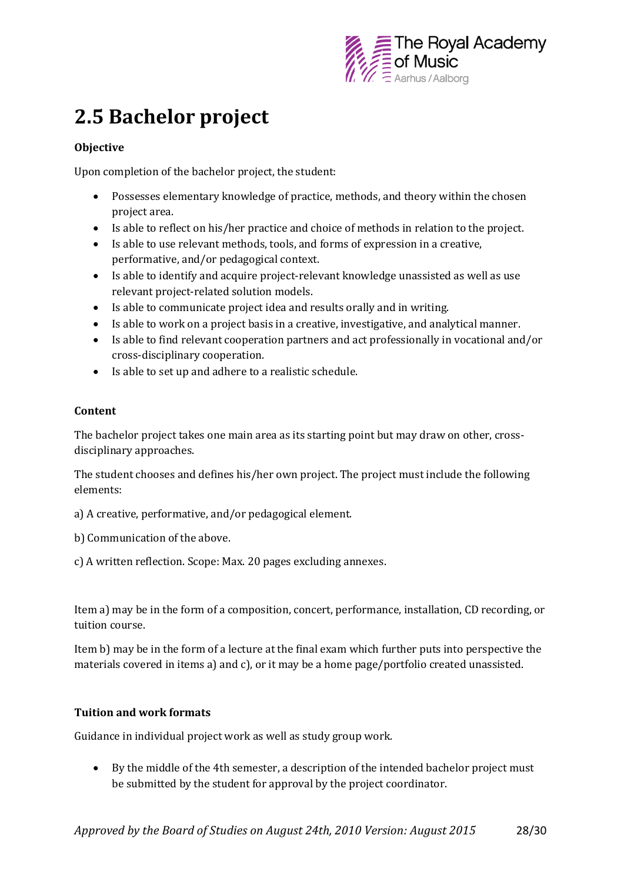## 2.5 Bachelor project

**Objective**

Upon completion of the bachelor project, the student:

- Possesses elementary knowledge of practice, methods, and theory within the chosen project area.
- Is able to reflect on his/her practice and choice of methods in relation to the project.
- Is able to use relevant methods, tools, and forms of expression in a creative, performative, and/or pedagogical context.
- Is able to identify and acquire project-relevant knowledge unassisted as well as use relevant project-related solution models.
- Is able to communicate project idea and results orally and in writing.
- Is able to work on a project basis in a creative, investigative, and analytical manner.
- Is able to find relevant cooperation partners and act professionally in vocational and/or cross-disciplinary cooperation.
- Is able to set up and adhere to a realistic schedule.

**Content**

The bachelor project takes one main area as its starting point but may draw on other, cross-disciplinary approaches.

The student chooses and defines his/her own project. The project must include the following elements:

a) A creative, performative, and/or pedagogical element.

b) Communication of the above.

c) A written reflection. Scope: Max. 20 pages excluding annexes.

Item a) may be in the form of a composition, concert, performance, installation, CD recording, or tuition course.

Item b) may be in the form of a lecture at the final exam which further puts into perspective the materials covered in items a) and c), or it may be a home page/portfolio created unassisted.

**Tuition and work formats**

Guidance in individual project work as well as study group work.

- By the middle of the 4th semester, a description of the intended bachelor project must be submitted by the student for approval by the project coordinator.

*Approved by the Board of Studies on August 24th, 2010 Version: August 2015*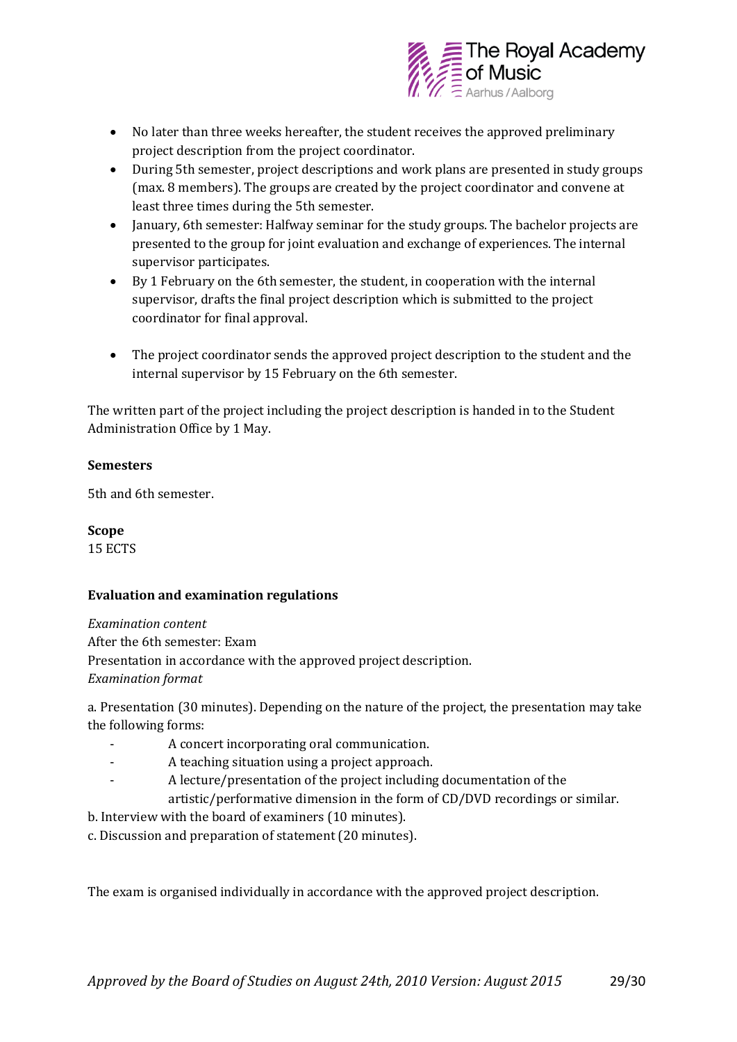- No later than three weeks hereafter, the student receives the approved preliminary project description from the project coordinator.
- During 5th semester, project descriptions and work plans are presented in study groups (max. 8 members). The groups are created by the project coordinator and convene at least three times during the 5th semester.
- January, 6th semester: Halfway seminar for the study groups. The bachelor projects are presented to the group for joint evaluation and exchange of experiences. The internal supervisor participates.
- By 1 February on the 6th semester, the student, in cooperation with the internal supervisor, drafts the final project description which is submitted to the project coordinator for final approval.
- The project coordinator sends the approved project description to the student and the internal supervisor by 15 February on the 6th semester.

The written part of the project including the project description is handed in to the Student Administration Office by 1 May.

**Semesters**

5th and 6th semester.

**Scope**
15 ECTS

**Evaluation and examination regulations**

*Examination content*
After the 6th semester: Exam
Presentation in accordance with the approved project description.
*Examination format*

a. Presentation (30 minutes). Depending on the nature of the project, the presentation may take the following forms:

- A concert incorporating oral communication.
- A teaching situation using a project approach.
- A lecture/presentation of the project including documentation of the artistic/performative dimension in the form of CD/DVD recordings or similar.

b. Interview with the board of examiners (10 minutes).
c. Discussion and preparation of statement (20 minutes).

The exam is organised individually in accordance with the approved project description.

*Approved by the Board of Studies on August 24th, 2010 Version: August 2015*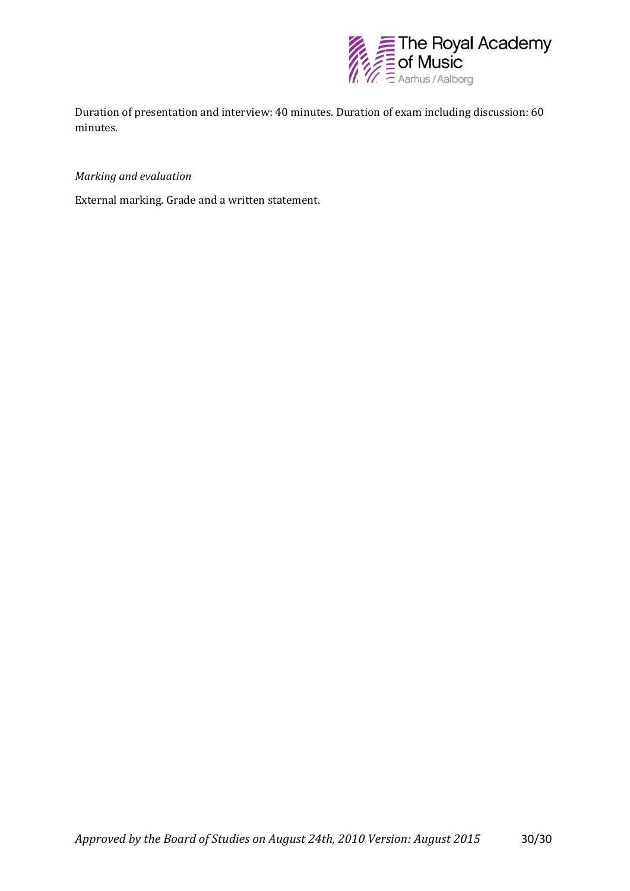Duration of presentation and interview: 40 minutes. Duration of exam including discussion: 60 minutes.

*Marking and evaluation*

External marking. Grade and a written statement.